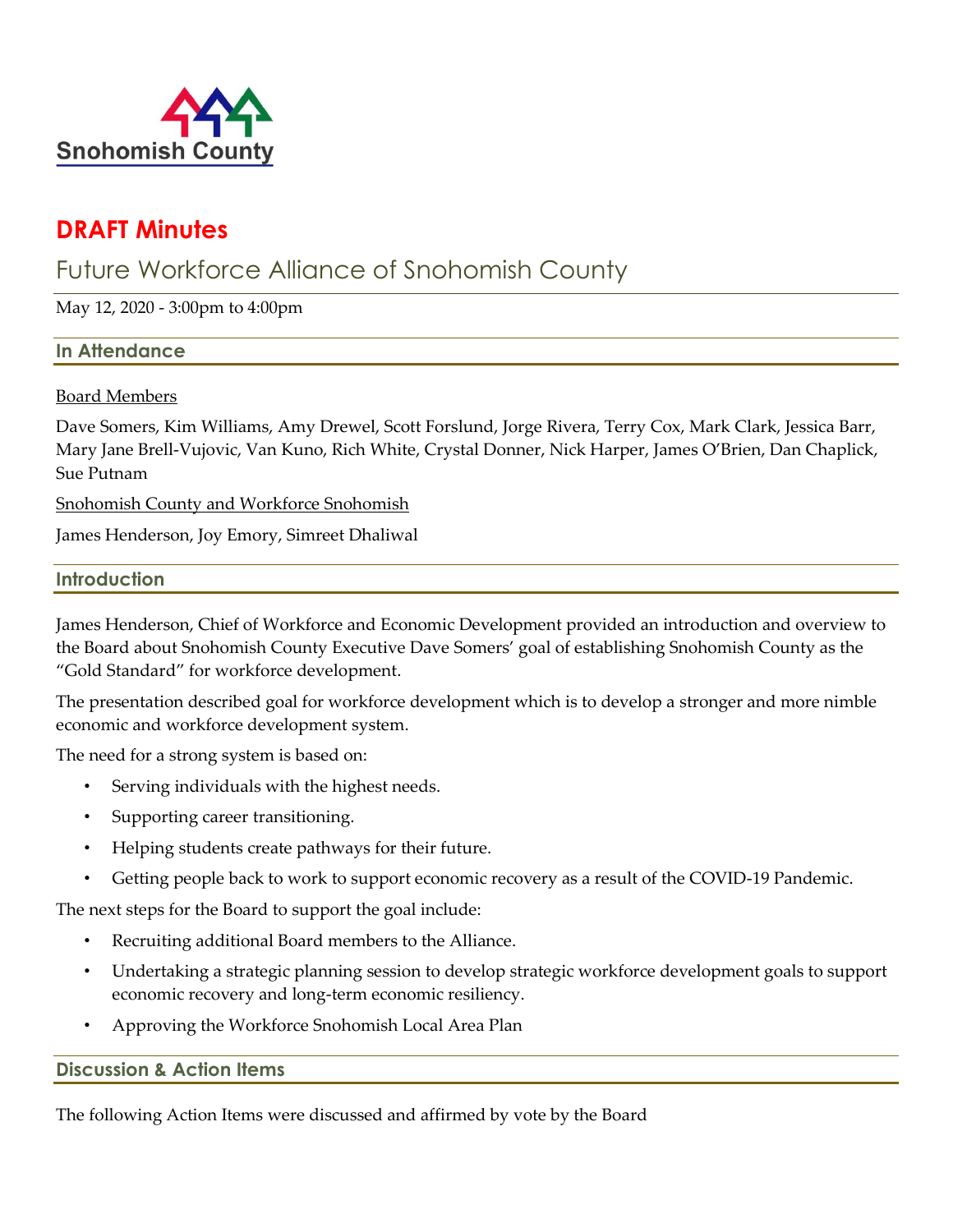Snohomish County

# DRAFT Minutes

## Future Workforce Alliance of Snohomish County

May 12, 2020 - 3:00pm to 4:00pm

### In Attendance

Board Members

Dave Somers, Kim Williams, Amy Drewel, Scott Forslund, Jorge Rivera, Terry Cox, Mark Clark, Jessica Barr, Mary Jane Brell-Vujovic, Van Kuno, Rich White, Crystal Donner, Nick Harper, James O'Brien, Dan Chaplick, Sue Putnam

Snohomish County and Workforce Snohomish

James Henderson, Joy Emory, Simreet Dhaliwal

### Introduction

James Henderson, Chief of Workforce and Economic Development provided an introduction and overview to the Board about Snohomish County Executive Dave Somers' goal of establishing Snohomish County as the "Gold Standard" for workforce development.

The presentation described goal for workforce development which is to develop a stronger and more nimble economic and workforce development system.

The need for a strong system is based on:

- Serving individuals with the highest needs.
- Supporting career transitioning.
- Helping students create pathways for their future.
- Getting people back to work to support economic recovery as a result of the COVID-19 Pandemic.

The next steps for the Board to support the goal include:

- Recruiting additional Board members to the Alliance.
- Undertaking a strategic planning session to develop strategic workforce development goals to support economic recovery and long-term economic resiliency.
- Approving the Workforce Snohomish Local Area Plan

### Discussion & Action Items

The following Action Items were discussed and affirmed by vote by the Board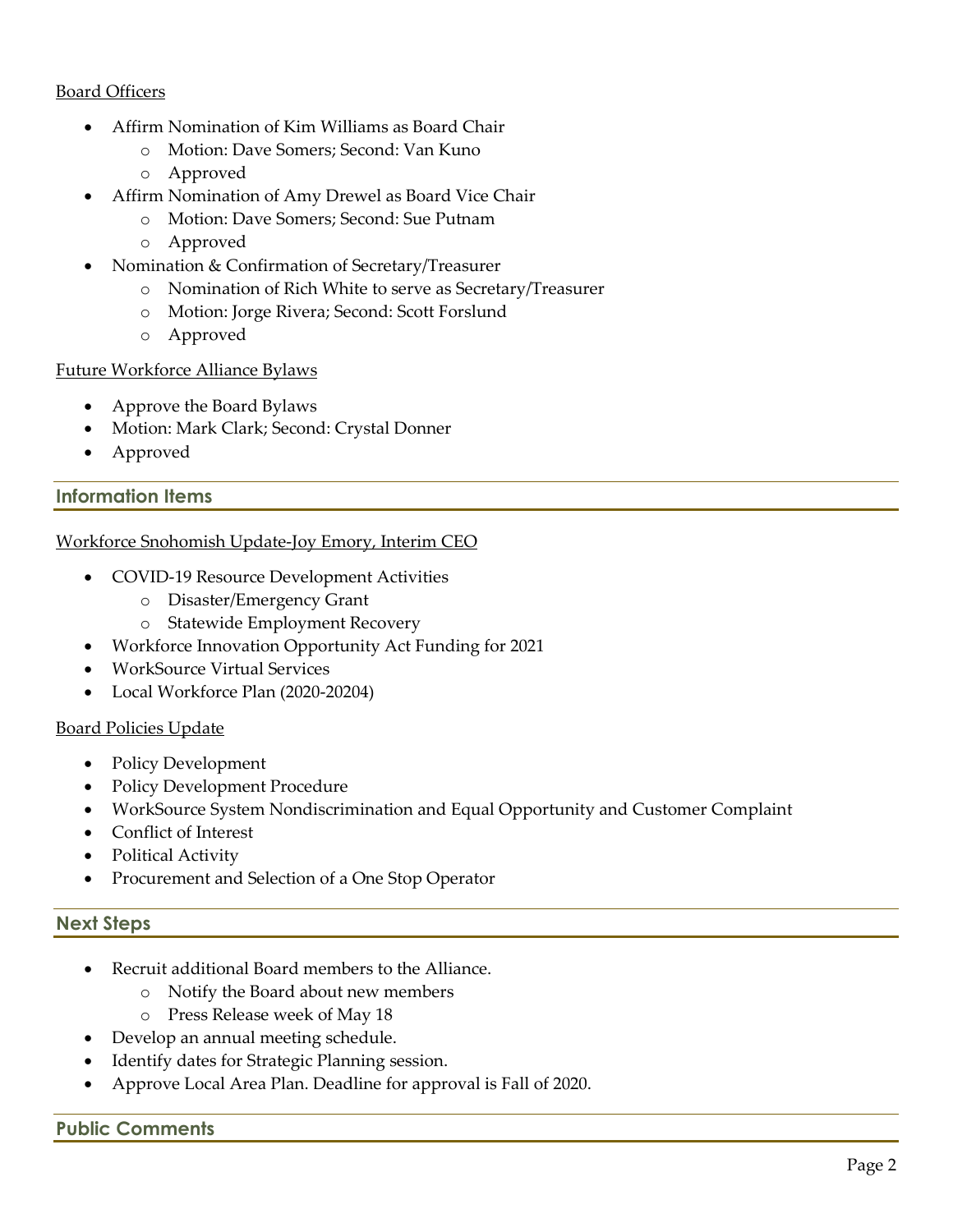Board Officers

- Affirm Nomination of Kim Williams as Board Chair
  - Motion: Dave Somers; Second: Van Kuno
  - Approved
- Affirm Nomination of Amy Drewel as Board Vice Chair
  - Motion: Dave Somers; Second: Sue Putnam
  - Approved
- Nomination & Confirmation of Secretary/Treasurer
  - Nomination of Rich White to serve as Secretary/Treasurer
  - Motion: Jorge Rivera; Second: Scott Forslund
  - Approved

Future Workforce Alliance Bylaws

- Approve the Board Bylaws
- Motion: Mark Clark; Second: Crystal Donner
- Approved

## Information Items

Workforce Snohomish Update-Joy Emory, Interim CEO

- COVID-19 Resource Development Activities
  - Disaster/Emergency Grant
  - Statewide Employment Recovery
- Workforce Innovation Opportunity Act Funding for 2021
- WorkSource Virtual Services
- Local Workforce Plan (2020-20204)

Board Policies Update

- Policy Development
- Policy Development Procedure
- WorkSource System Nondiscrimination and Equal Opportunity and Customer Complaint
- Conflict of Interest
- Political Activity
- Procurement and Selection of a One Stop Operator

## Next Steps

- Recruit additional Board members to the Alliance.
  - Notify the Board about new members
  - Press Release week of May 18
- Develop an annual meeting schedule.
- Identify dates for Strategic Planning session.
- Approve Local Area Plan. Deadline for approval is Fall of 2020.

## Public Comments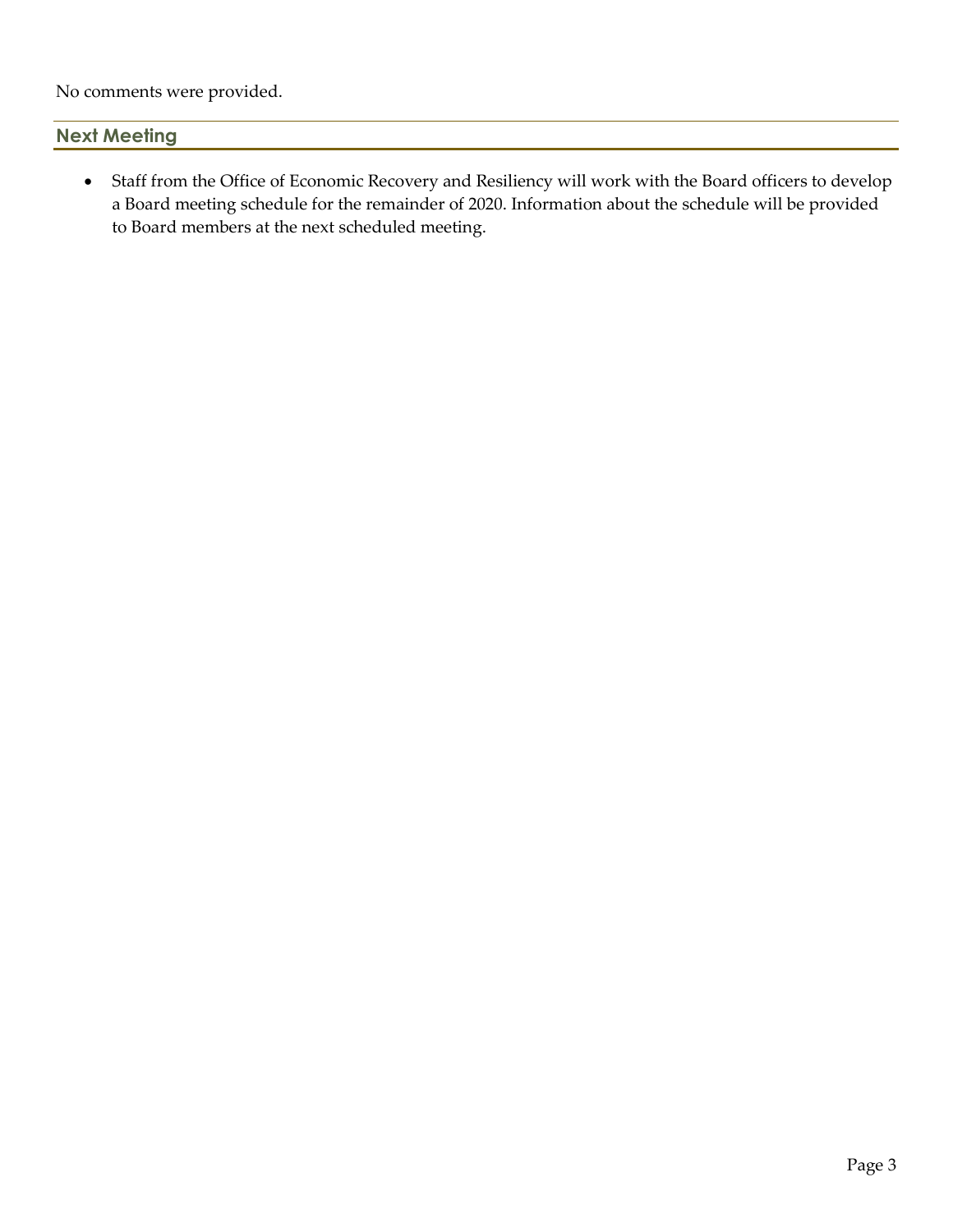No comments were provided.

## Next Meeting

- Staff from the Office of Economic Recovery and Resiliency will work with the Board officers to develop a Board meeting schedule for the remainder of 2020. Information about the schedule will be provided to Board members at the next scheduled meeting.